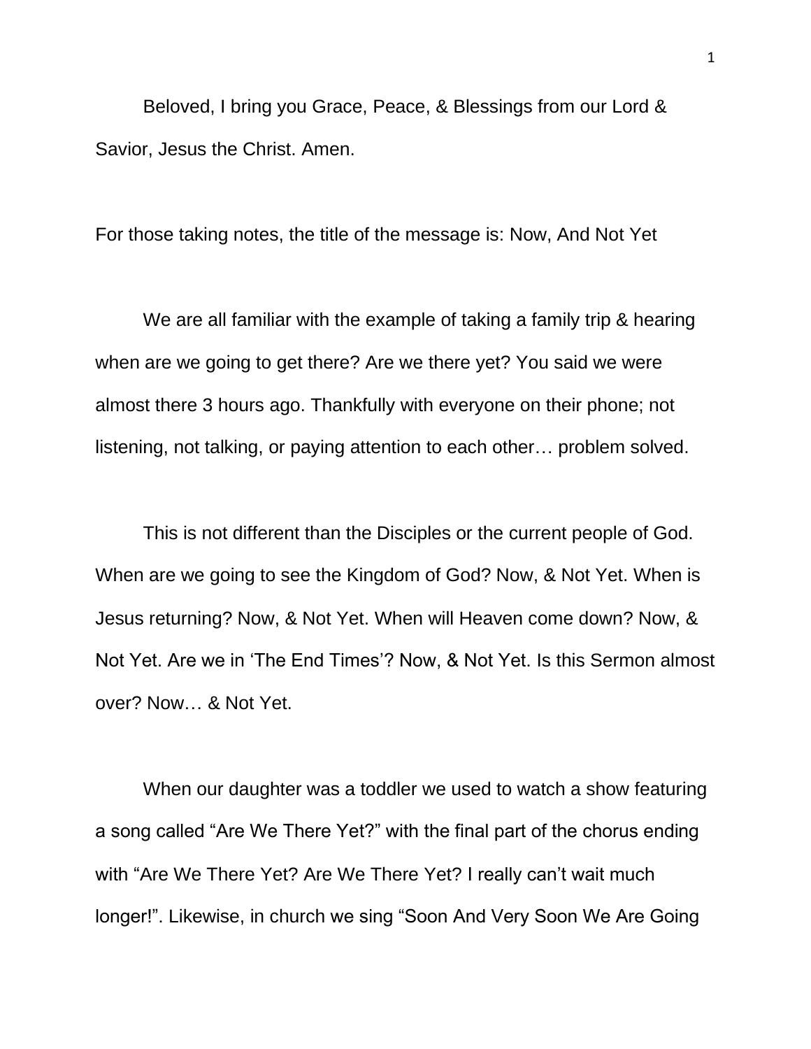Beloved, I bring you Grace, Peace, & Blessings from our Lord & Savior, Jesus the Christ. Amen.

For those taking notes, the title of the message is: Now, And Not Yet

We are all familiar with the example of taking a family trip & hearing when are we going to get there? Are we there yet? You said we were almost there 3 hours ago. Thankfully with everyone on their phone; not listening, not talking, or paying attention to each other… problem solved.

This is not different than the Disciples or the current people of God. When are we going to see the Kingdom of God? Now, & Not Yet. When is Jesus returning? Now, & Not Yet. When will Heaven come down? Now, & Not Yet. Are we in 'The End Times'? Now, & Not Yet. Is this Sermon almost over? Now… & Not Yet.

When our daughter was a toddler we used to watch a show featuring a song called "Are We There Yet?" with the final part of the chorus ending with "Are We There Yet? Are We There Yet? I really can't wait much longer!". Likewise, in church we sing "Soon And Very Soon We Are Going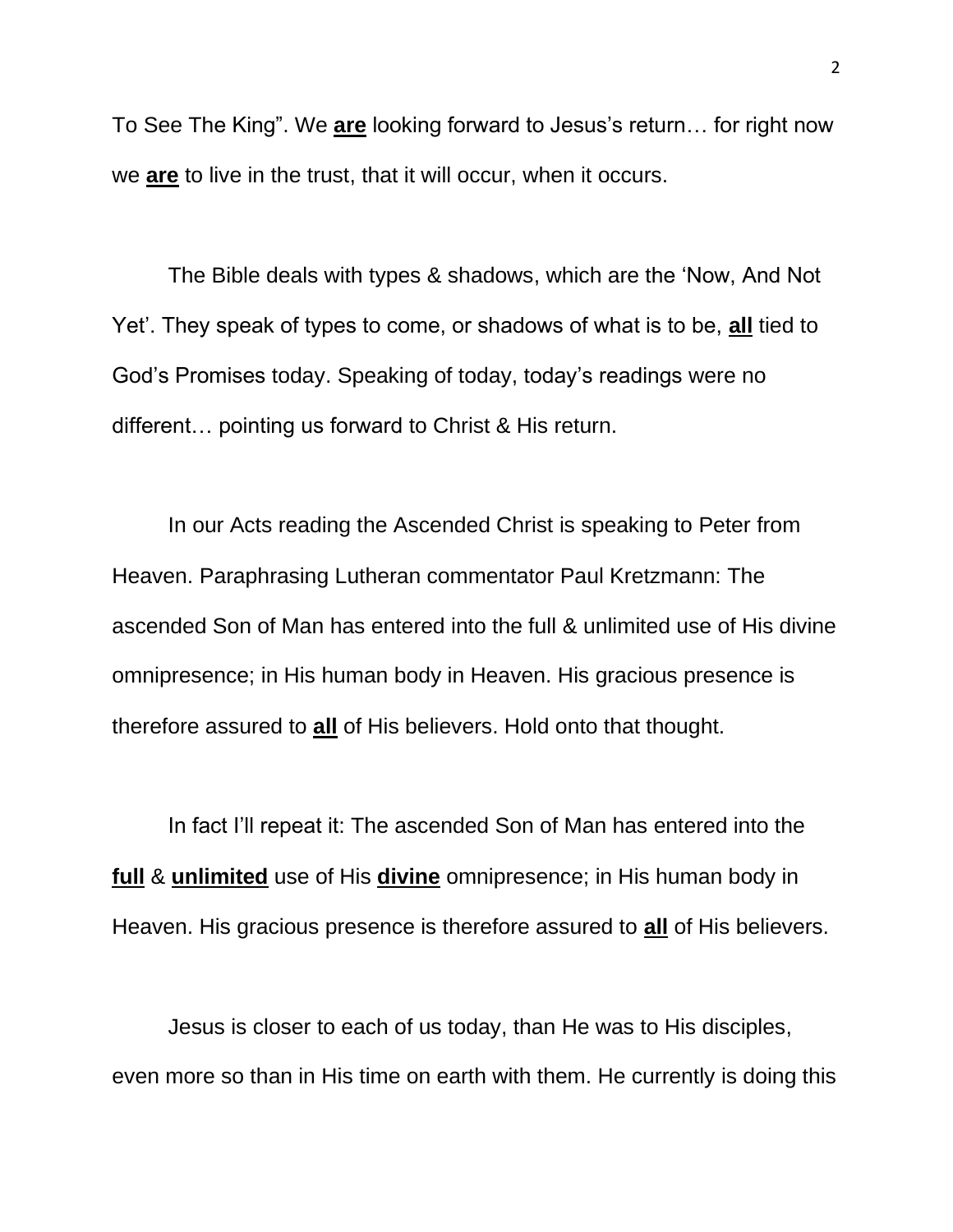To See The King". We **are** looking forward to Jesus's return… for right now we **are** to live in the trust, that it will occur, when it occurs.

The Bible deals with types & shadows, which are the 'Now, And Not Yet'. They speak of types to come, or shadows of what is to be, **all** tied to God's Promises today. Speaking of today, today's readings were no different… pointing us forward to Christ & His return.

In our Acts reading the Ascended Christ is speaking to Peter from Heaven. Paraphrasing Lutheran commentator Paul Kretzmann: The ascended Son of Man has entered into the full & unlimited use of His divine omnipresence; in His human body in Heaven. His gracious presence is therefore assured to **all** of His believers. Hold onto that thought.

In fact I'll repeat it: The ascended Son of Man has entered into the **full** & **unlimited** use of His **divine** omnipresence; in His human body in Heaven. His gracious presence is therefore assured to **all** of His believers.

Jesus is closer to each of us today, than He was to His disciples, even more so than in His time on earth with them. He currently is doing this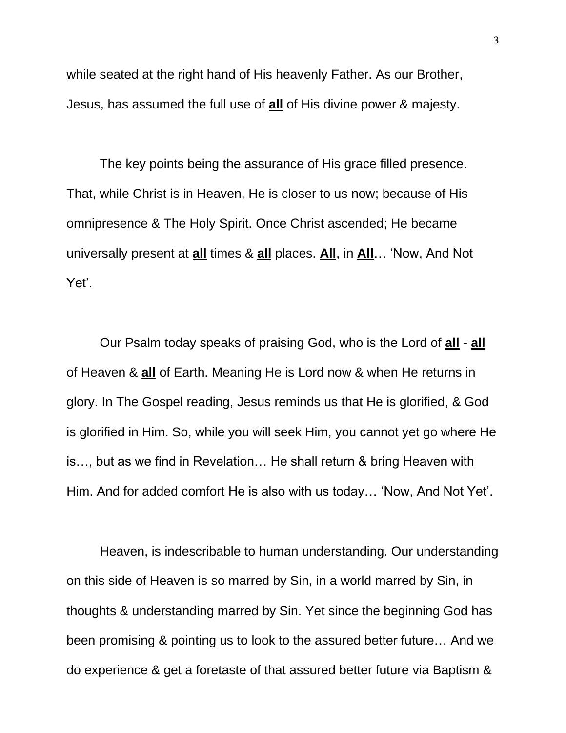while seated at the right hand of His heavenly Father. As our Brother, Jesus, has assumed the full use of **<u>all</u>** of His divine power & majesty.

The key points being the assurance of His grace filled presence. That, while Christ is in Heaven, He is closer to us now; because of His omnipresence & The Holy Spirit. Once Christ ascended; He became universally present at **<u>all</u>** times & **<u>all</u>** places. **<u>All</u>**, in **<u>All</u>**… 'Now, And Not Yet'.

Our Psalm today speaks of praising God, who is the Lord of **<u>all</u>** - **<u>all</u>** of Heaven & **<u>all</u>** of Earth. Meaning He is Lord now & when He returns in glory. In The Gospel reading, Jesus reminds us that He is glorified, & God is glorified in Him. So, while you will seek Him, you cannot yet go where He is…, but as we find in Revelation… He shall return & bring Heaven with Him. And for added comfort He is also with us today… 'Now, And Not Yet'.

Heaven, is indescribable to human understanding. Our understanding on this side of Heaven is so marred by Sin, in a world marred by Sin, in thoughts & understanding marred by Sin. Yet since the beginning God has been promising & pointing us to look to the assured better future… And we do experience & get a foretaste of that assured better future via Baptism &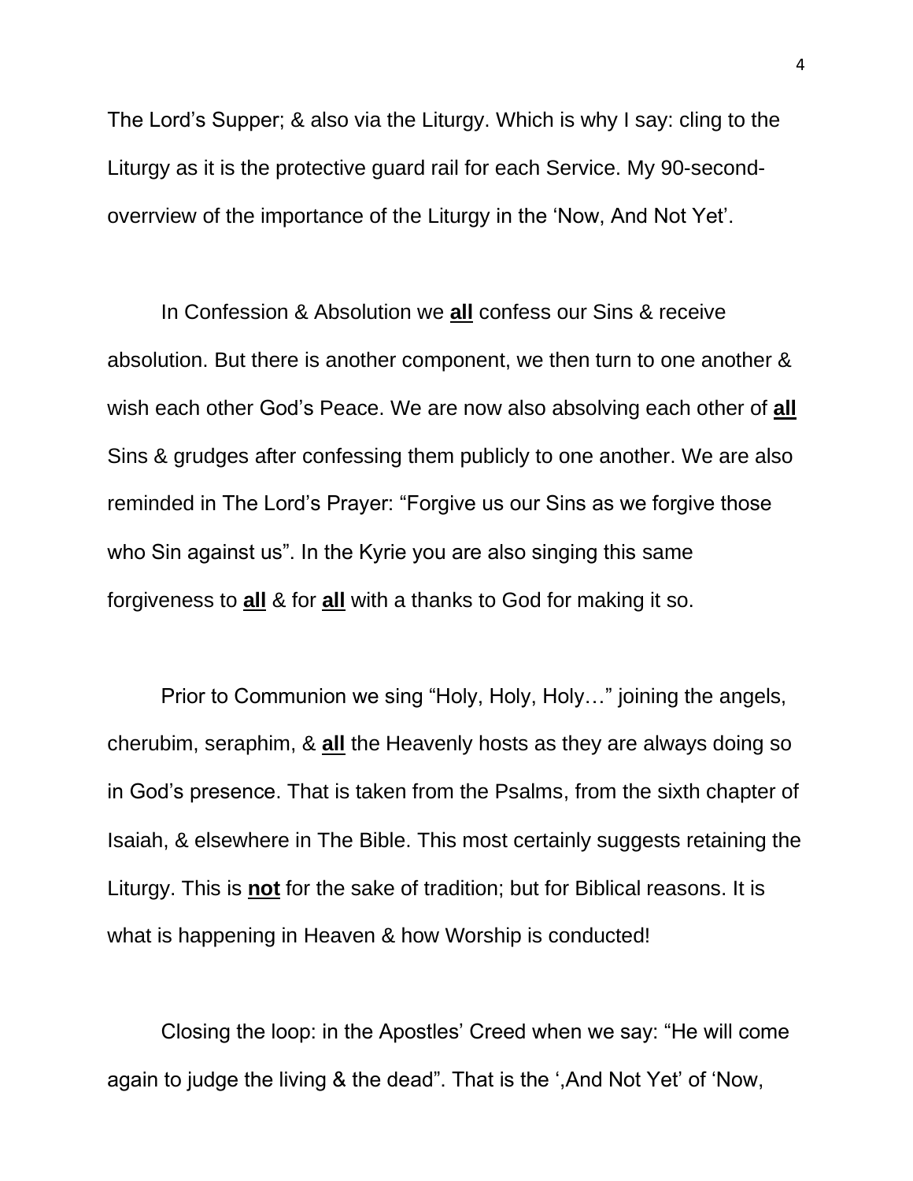The Lord's Supper; & also via the Liturgy. Which is why I say: cling to the Liturgy as it is the protective guard rail for each Service. My 90-second-overrview of the importance of the Liturgy in the 'Now, And Not Yet'.

In Confession & Absolution we **all** confess our Sins & receive absolution. But there is another component, we then turn to one another & wish each other God's Peace. We are now also absolving each other of **all** Sins & grudges after confessing them publicly to one another. We are also reminded in The Lord's Prayer: "Forgive us our Sins as we forgive those who Sin against us". In the Kyrie you are also singing this same forgiveness to **all** & for **all** with a thanks to God for making it so.

Prior to Communion we sing "Holy, Holy, Holy…" joining the angels, cherubim, seraphim, & **all** the Heavenly hosts as they are always doing so in God's presence. That is taken from the Psalms, from the sixth chapter of Isaiah, & elsewhere in The Bible. This most certainly suggests retaining the Liturgy. This is **not** for the sake of tradition; but for Biblical reasons. It is what is happening in Heaven & how Worship is conducted!

Closing the loop: in the Apostles' Creed when we say: "He will come again to judge the living & the dead". That is the ',And Not Yet' of 'Now,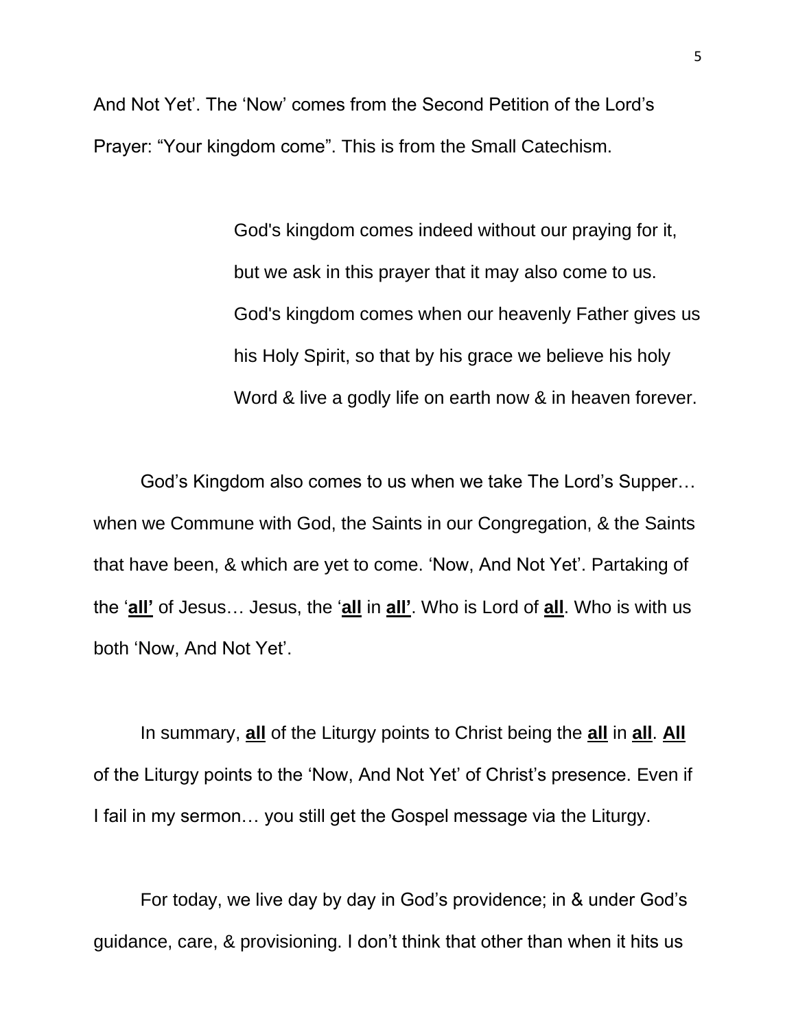And Not Yet'. The 'Now' comes from the Second Petition of the Lord's Prayer: "Your kingdom come". This is from the Small Catechism.

> God's kingdom comes indeed without our praying for it, but we ask in this prayer that it may also come to us. God's kingdom comes when our heavenly Father gives us his Holy Spirit, so that by his grace we believe his holy Word & live a godly life on earth now & in heaven forever.

God's Kingdom also comes to us when we take The Lord's Supper… when we Commune with God, the Saints in our Congregation, & the Saints that have been, & which are yet to come. 'Now, And Not Yet'. Partaking of the '**<u>all'</u>** of Jesus… Jesus, the '**<u>all</u>** in **<u>all'</u>**. Who is Lord of **<u>all</u>**. Who is with us both 'Now, And Not Yet'.

In summary, **<u>all</u>** of the Liturgy points to Christ being the **<u>all</u>** in **<u>all</u>**. **<u>All</u>** of the Liturgy points to the 'Now, And Not Yet' of Christ's presence. Even if I fail in my sermon… you still get the Gospel message via the Liturgy.

For today, we live day by day in God's providence; in & under God's guidance, care, & provisioning. I don't think that other than when it hits us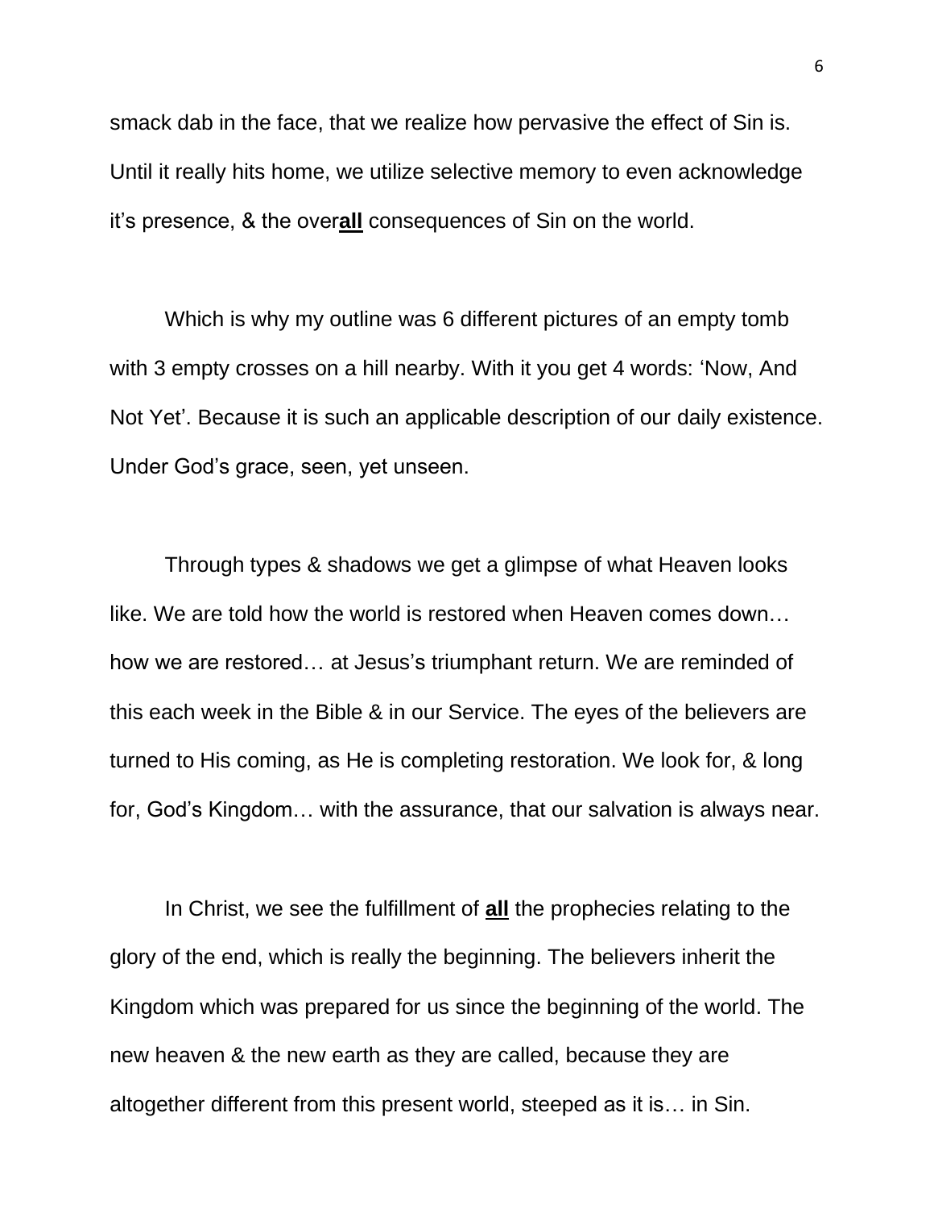smack dab in the face, that we realize how pervasive the effect of Sin is. Until it really hits home, we utilize selective memory to even acknowledge it's presence, & the over**<u>all</u>** consequences of Sin on the world.

Which is why my outline was 6 different pictures of an empty tomb with 3 empty crosses on a hill nearby. With it you get 4 words: 'Now, And Not Yet'. Because it is such an applicable description of our daily existence. Under God's grace, seen, yet unseen.

Through types & shadows we get a glimpse of what Heaven looks like. We are told how the world is restored when Heaven comes down… how we are restored… at Jesus's triumphant return. We are reminded of this each week in the Bible & in our Service. The eyes of the believers are turned to His coming, as He is completing restoration. We look for, & long for, God's Kingdom… with the assurance, that our salvation is always near.

In Christ, we see the fulfillment of **<u>all</u>** the prophecies relating to the glory of the end, which is really the beginning. The believers inherit the Kingdom which was prepared for us since the beginning of the world. The new heaven & the new earth as they are called, because they are altogether different from this present world, steeped as it is… in Sin.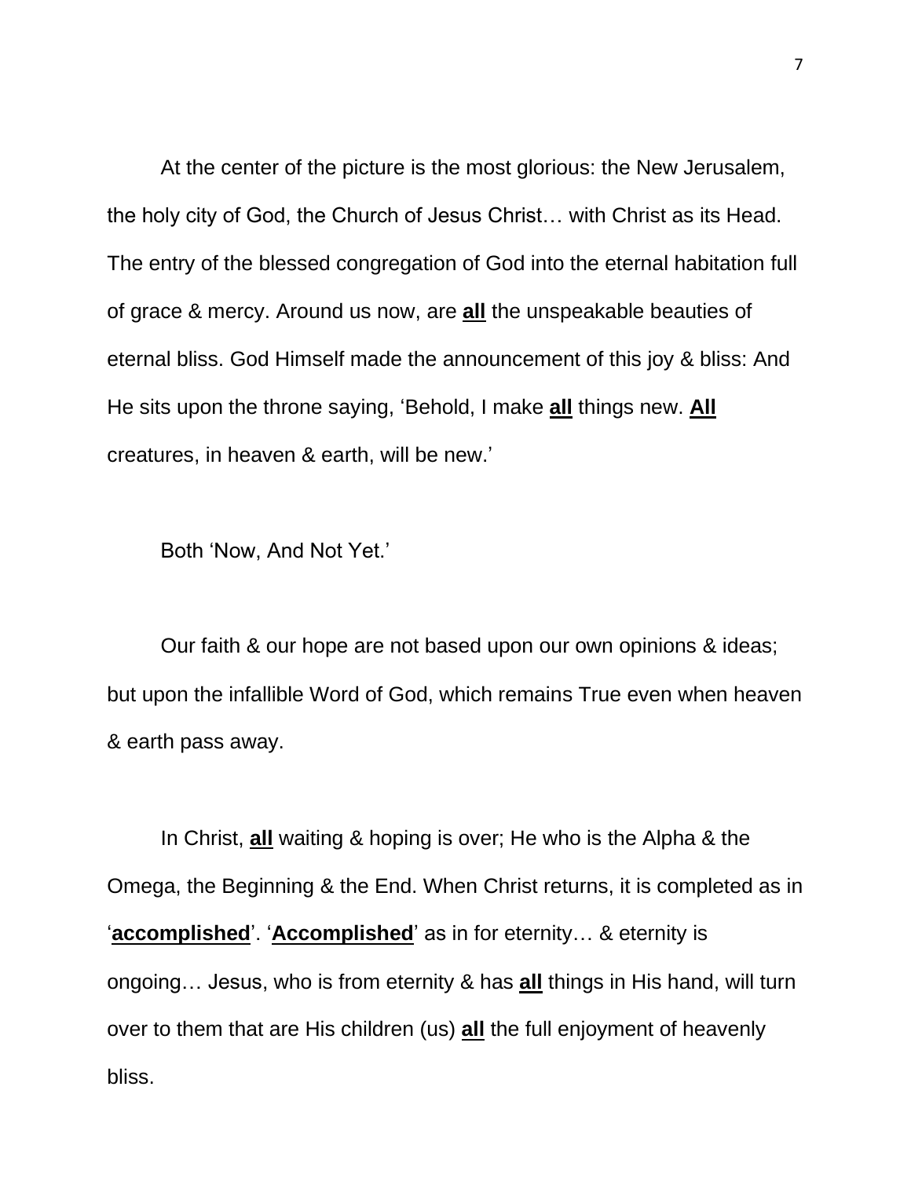At the center of the picture is the most glorious: the New Jerusalem, the holy city of God, the Church of Jesus Christ… with Christ as its Head. The entry of the blessed congregation of God into the eternal habitation full of grace & mercy. Around us now, are **<u>all</u>** the unspeakable beauties of eternal bliss. God Himself made the announcement of this joy & bliss: And He sits upon the throne saying, 'Behold, I make **<u>all</u>** things new. **<u>All</u>** creatures, in heaven & earth, will be new.'

Both 'Now, And Not Yet.'

Our faith & our hope are not based upon our own opinions & ideas; but upon the infallible Word of God, which remains True even when heaven & earth pass away.

In Christ, **<u>all</u>** waiting & hoping is over; He who is the Alpha & the Omega, the Beginning & the End. When Christ returns, it is completed as in '**<u>accomplished</u>**'. '**<u>Accomplished</u>**' as in for eternity… & eternity is ongoing… Jesus, who is from eternity & has **<u>all</u>** things in His hand, will turn over to them that are His children (us) **<u>all</u>** the full enjoyment of heavenly bliss.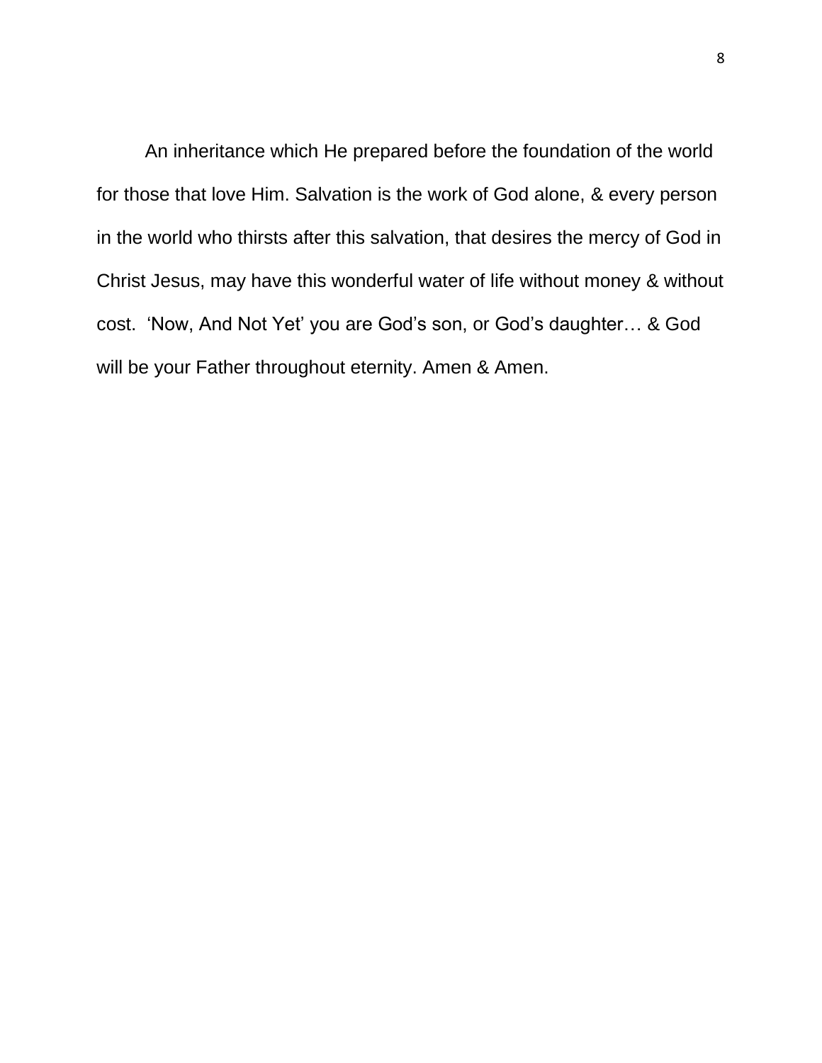An inheritance which He prepared before the foundation of the world for those that love Him. Salvation is the work of God alone, & every person in the world who thirsts after this salvation, that desires the mercy of God in Christ Jesus, may have this wonderful water of life without money & without cost.  'Now, And Not Yet' you are God's son, or God's daughter… & God will be your Father throughout eternity. Amen & Amen.